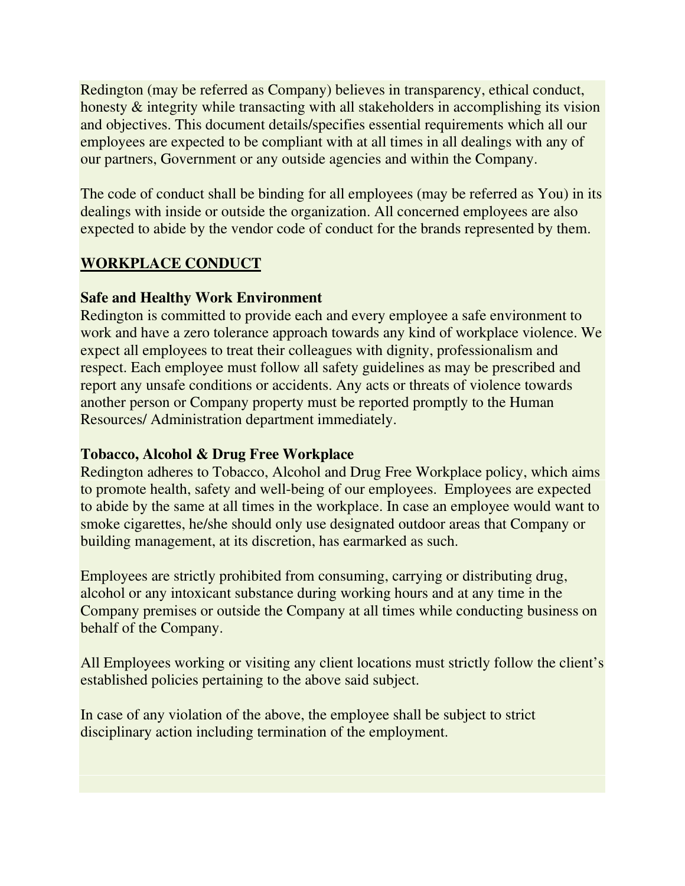Redington (may be referred as Company) believes in transparency, ethical conduct, honesty & integrity while transacting with all stakeholders in accomplishing its vision and objectives. This document details/specifies essential requirements which all our employees are expected to be compliant with at all times in all dealings with any of our partners, Government or any outside agencies and within the Company.

The code of conduct shall be binding for all employees (may be referred as You) in its dealings with inside or outside the organization. All concerned employees are also expected to abide by the vendor code of conduct for the brands represented by them.

## WORKPLACE CONDUCT

### Safe and Healthy Work Environment

Redington is committed to provide each and every employee a safe environment to work and have a zero tolerance approach towards any kind of workplace violence. We expect all employees to treat their colleagues with dignity, professionalism and respect. Each employee must follow all safety guidelines as may be prescribed and report any unsafe conditions or accidents. Any acts or threats of violence towards another person or Company property must be reported promptly to the Human Resources/ Administration department immediately.

### Tobacco, Alcohol & Drug Free Workplace

Redington adheres to Tobacco, Alcohol and Drug Free Workplace policy, which aims to promote health, safety and well-being of our employees. Employees are expected to abide by the same at all times in the workplace. In case an employee would want to smoke cigarettes, he/she should only use designated outdoor areas that Company or building management, at its discretion, has earmarked as such.

Employees are strictly prohibited from consuming, carrying or distributing drug, alcohol or any intoxicant substance during working hours and at any time in the Company premises or outside the Company at all times while conducting business on behalf of the Company.

All Employees working or visiting any client locations must strictly follow the client's established policies pertaining to the above said subject.

In case of any violation of the above, the employee shall be subject to strict disciplinary action including termination of the employment.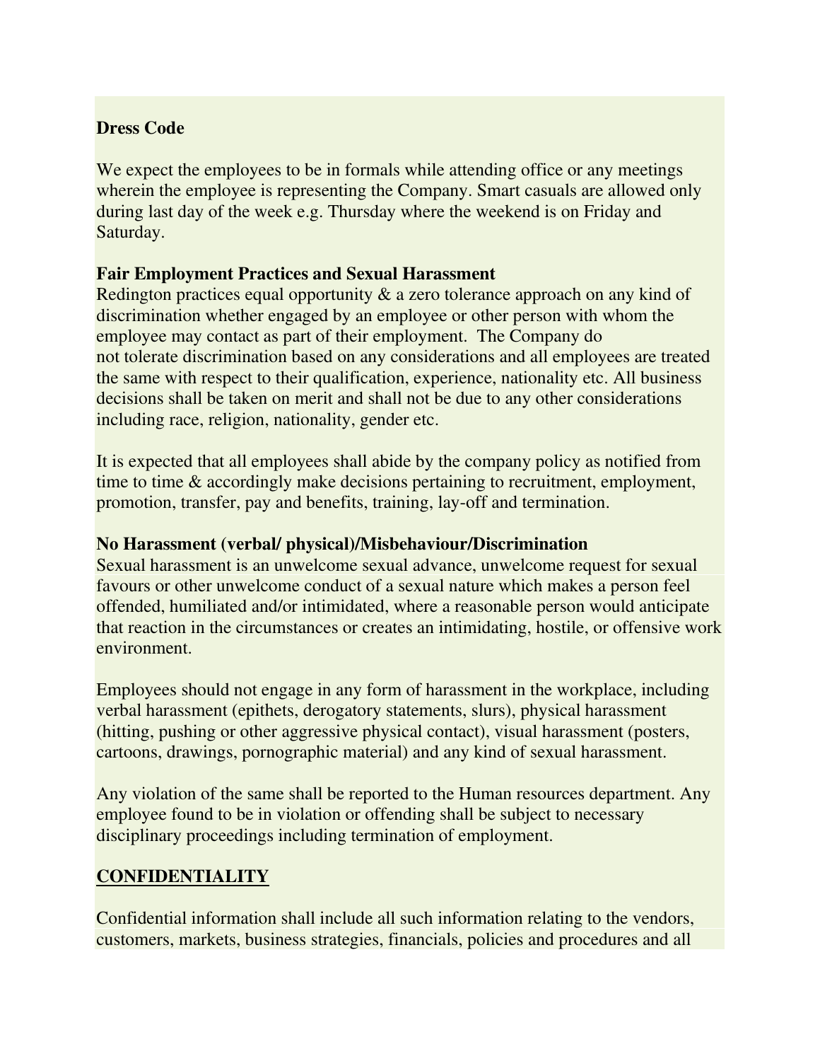**Dress Code**

We expect the employees to be in formals while attending office or any meetings wherein the employee is representing the Company. Smart casuals are allowed only during last day of the week e.g. Thursday where the weekend is on Friday and Saturday.

**Fair Employment Practices and Sexual Harassment**

Redington practices equal opportunity & a zero tolerance approach on any kind of discrimination whether engaged by an employee or other person with whom the employee may contact as part of their employment. The Company do not tolerate discrimination based on any considerations and all employees are treated the same with respect to their qualification, experience, nationality etc. All business decisions shall be taken on merit and shall not be due to any other considerations including race, religion, nationality, gender etc.

It is expected that all employees shall abide by the company policy as notified from time to time & accordingly make decisions pertaining to recruitment, employment, promotion, transfer, pay and benefits, training, lay-off and termination.

**No Harassment (verbal/ physical)/Misbehaviour/Discrimination**

Sexual harassment is an unwelcome sexual advance, unwelcome request for sexual favours or other unwelcome conduct of a sexual nature which makes a person feel offended, humiliated and/or intimidated, where a reasonable person would anticipate that reaction in the circumstances or creates an intimidating, hostile, or offensive work environment.

Employees should not engage in any form of harassment in the workplace, including verbal harassment (epithets, derogatory statements, slurs), physical harassment (hitting, pushing or other aggressive physical contact), visual harassment (posters, cartoons, drawings, pornographic material) and any kind of sexual harassment.

Any violation of the same shall be reported to the Human resources department. Any employee found to be in violation or offending shall be subject to necessary disciplinary proceedings including termination of employment.

## CONFIDENTIALITY

Confidential information shall include all such information relating to the vendors, customers, markets, business strategies, financials, policies and procedures and all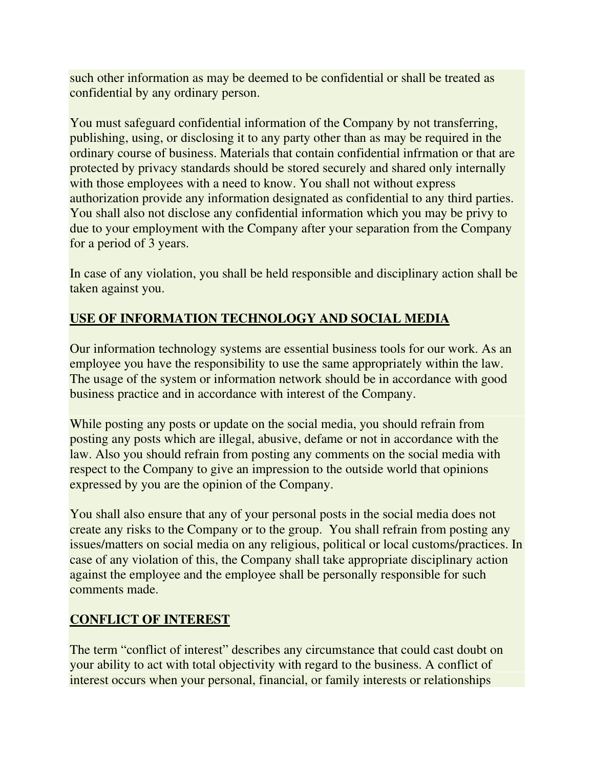such other information as may be deemed to be confidential or shall be treated as confidential by any ordinary person.

You must safeguard confidential information of the Company by not transferring, publishing, using, or disclosing it to any party other than as may be required in the ordinary course of business. Materials that contain confidential infrmation or that are protected by privacy standards should be stored securely and shared only internally with those employees with a need to know. You shall not without express authorization provide any information designated as confidential to any third parties. You shall also not disclose any confidential information which you may be privy to due to your employment with the Company after your separation from the Company for a period of 3 years.

In case of any violation, you shall be held responsible and disciplinary action shall be taken against you.

## <u>USE OF INFORMATION TECHNOLOGY AND SOCIAL MEDIA</u>

Our information technology systems are essential business tools for our work. As an employee you have the responsibility to use the same appropriately within the law. The usage of the system or information network should be in accordance with good business practice and in accordance with interest of the Company.

While posting any posts or update on the social media, you should refrain from posting any posts which are illegal, abusive, defame or not in accordance with the law. Also you should refrain from posting any comments on the social media with respect to the Company to give an impression to the outside world that opinions expressed by you are the opinion of the Company.

You shall also ensure that any of your personal posts in the social media does not create any risks to the Company or to the group. You shall refrain from posting any issues/matters on social media on any religious, political or local customs/practices. In case of any violation of this, the Company shall take appropriate disciplinary action against the employee and the employee shall be personally responsible for such comments made.

## <u>CONFLICT OF INTEREST</u>

The term "conflict of interest" describes any circumstance that could cast doubt on your ability to act with total objectivity with regard to the business. A conflict of interest occurs when your personal, financial, or family interests or relationships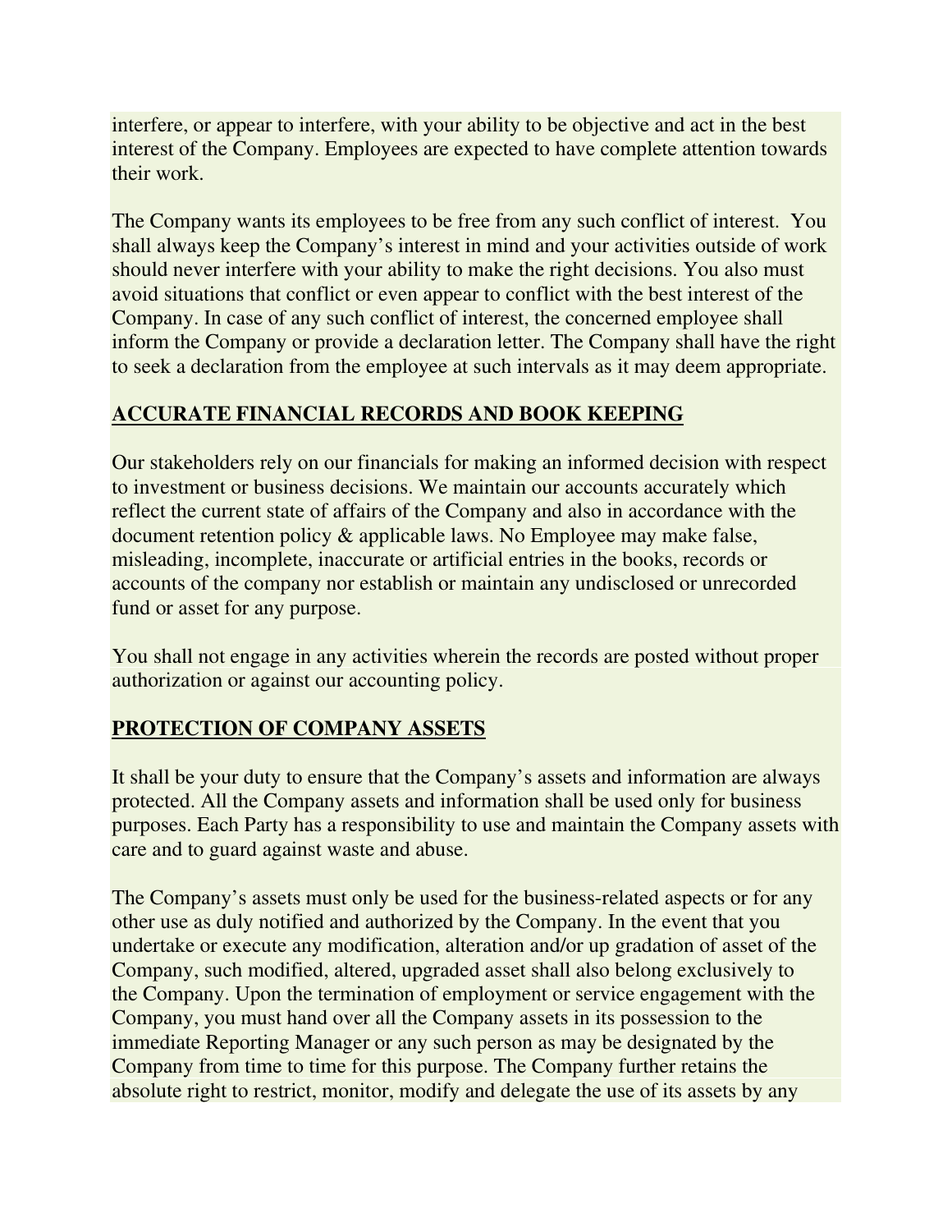interfere, or appear to interfere, with your ability to be objective and act in the best interest of the Company. Employees are expected to have complete attention towards their work.

The Company wants its employees to be free from any such conflict of interest.  You shall always keep the Company's interest in mind and your activities outside of work should never interfere with your ability to make the right decisions. You also must avoid situations that conflict or even appear to conflict with the best interest of the Company. In case of any such conflict of interest, the concerned employee shall inform the Company or provide a declaration letter. The Company shall have the right to seek a declaration from the employee at such intervals as it may deem appropriate.

## ACCURATE FINANCIAL RECORDS AND BOOK KEEPING

Our stakeholders rely on our financials for making an informed decision with respect to investment or business decisions. We maintain our accounts accurately which reflect the current state of affairs of the Company and also in accordance with the document retention policy & applicable laws. No Employee may make false, misleading, incomplete, inaccurate or artificial entries in the books, records or accounts of the company nor establish or maintain any undisclosed or unrecorded fund or asset for any purpose.

You shall not engage in any activities wherein the records are posted without proper authorization or against our accounting policy.

## PROTECTION OF COMPANY ASSETS

It shall be your duty to ensure that the Company's assets and information are always protected. All the Company assets and information shall be used only for business purposes. Each Party has a responsibility to use and maintain the Company assets with care and to guard against waste and abuse.

The Company's assets must only be used for the business-related aspects or for any other use as duly notified and authorized by the Company. In the event that you undertake or execute any modification, alteration and/or up gradation of asset of the Company, such modified, altered, upgraded asset shall also belong exclusively to the Company. Upon the termination of employment or service engagement with the Company, you must hand over all the Company assets in its possession to the immediate Reporting Manager or any such person as may be designated by the Company from time to time for this purpose. The Company further retains the absolute right to restrict, monitor, modify and delegate the use of its assets by any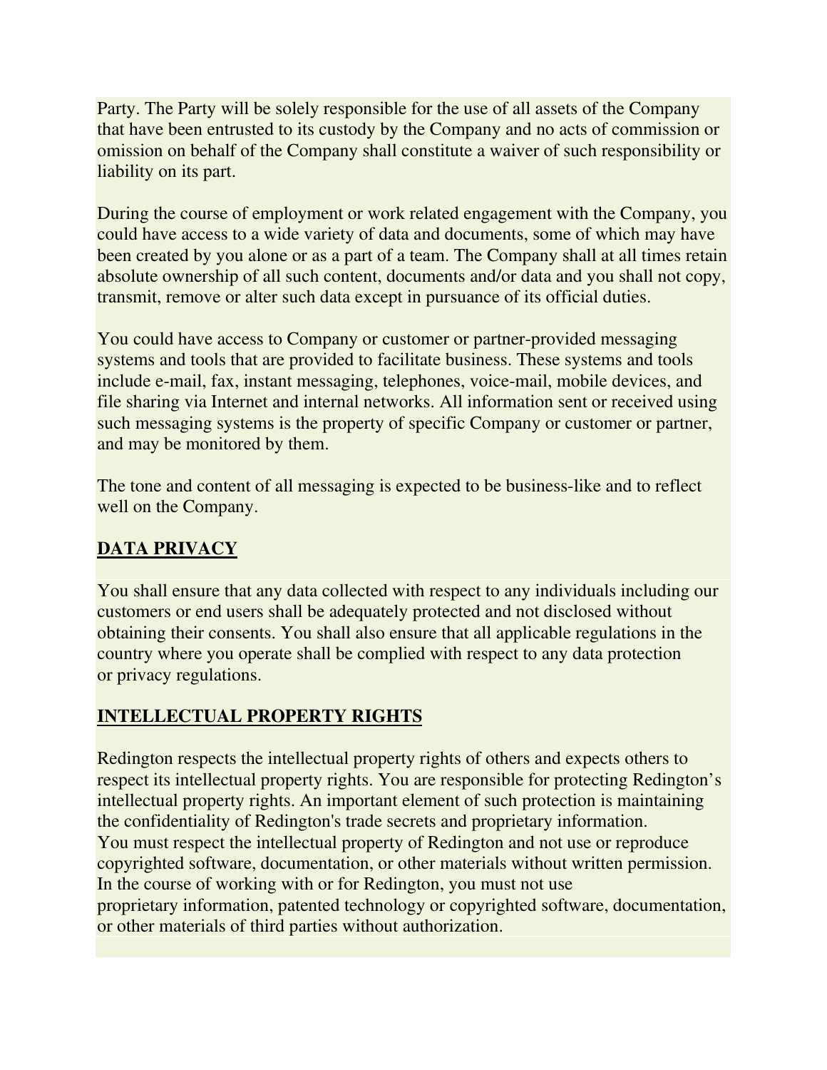Party. The Party will be solely responsible for the use of all assets of the Company that have been entrusted to its custody by the Company and no acts of commission or omission on behalf of the Company shall constitute a waiver of such responsibility or liability on its part.

During the course of employment or work related engagement with the Company, you could have access to a wide variety of data and documents, some of which may have been created by you alone or as a part of a team. The Company shall at all times retain absolute ownership of all such content, documents and/or data and you shall not copy, transmit, remove or alter such data except in pursuance of its official duties.

You could have access to Company or customer or partner-provided messaging systems and tools that are provided to facilitate business. These systems and tools include e-mail, fax, instant messaging, telephones, voice-mail, mobile devices, and file sharing via Internet and internal networks. All information sent or received using such messaging systems is the property of specific Company or customer or partner, and may be monitored by them.

The tone and content of all messaging is expected to be business-like and to reflect well on the Company.

## DATA PRIVACY

You shall ensure that any data collected with respect to any individuals including our customers or end users shall be adequately protected and not disclosed without obtaining their consents. You shall also ensure that all applicable regulations in the country where you operate shall be complied with respect to any data protection or privacy regulations.

## INTELLECTUAL PROPERTY RIGHTS

Redington respects the intellectual property rights of others and expects others to respect its intellectual property rights. You are responsible for protecting Redington's intellectual property rights. An important element of such protection is maintaining the confidentiality of Redington's trade secrets and proprietary information.
You must respect the intellectual property of Redington and not use or reproduce copyrighted software, documentation, or other materials without written permission.
In the course of working with or for Redington, you must not use proprietary information, patented technology or copyrighted software, documentation, or other materials of third parties without authorization.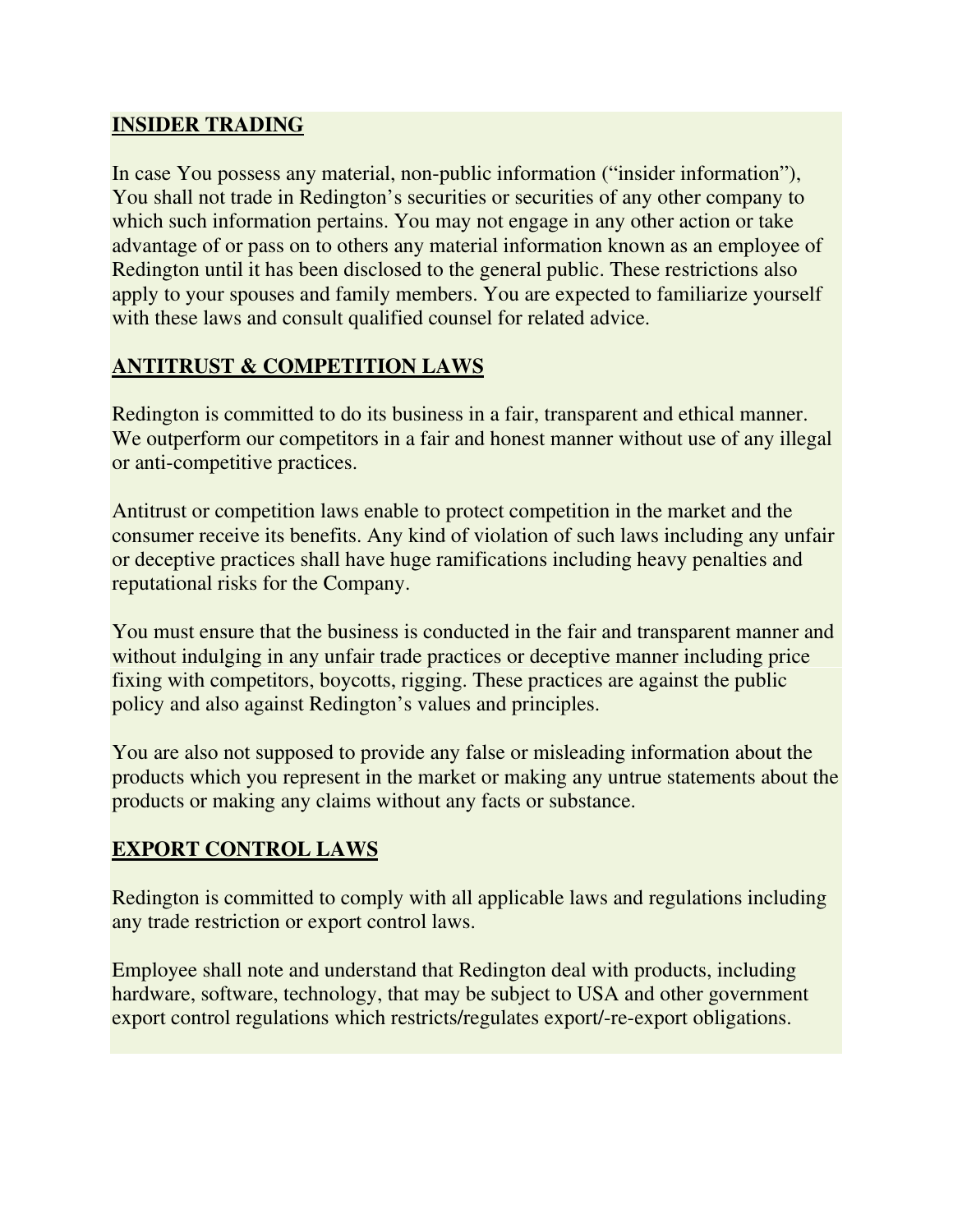## INSIDER TRADING

In case You possess any material, non-public information ("insider information"), You shall not trade in Redington's securities or securities of any other company to which such information pertains. You may not engage in any other action or take advantage of or pass on to others any material information known as an employee of Redington until it has been disclosed to the general public. These restrictions also apply to your spouses and family members. You are expected to familiarize yourself with these laws and consult qualified counsel for related advice.

## ANTITRUST & COMPETITION LAWS

Redington is committed to do its business in a fair, transparent and ethical manner. We outperform our competitors in a fair and honest manner without use of any illegal or anti-competitive practices.

Antitrust or competition laws enable to protect competition in the market and the consumer receive its benefits. Any kind of violation of such laws including any unfair or deceptive practices shall have huge ramifications including heavy penalties and reputational risks for the Company.

You must ensure that the business is conducted in the fair and transparent manner and without indulging in any unfair trade practices or deceptive manner including price fixing with competitors, boycotts, rigging. These practices are against the public policy and also against Redington's values and principles.

You are also not supposed to provide any false or misleading information about the products which you represent in the market or making any untrue statements about the products or making any claims without any facts or substance.

## EXPORT CONTROL LAWS

Redington is committed to comply with all applicable laws and regulations including any trade restriction or export control laws.

Employee shall note and understand that Redington deal with products, including hardware, software, technology, that may be subject to USA and other government export control regulations which restricts/regulates export/-re-export obligations.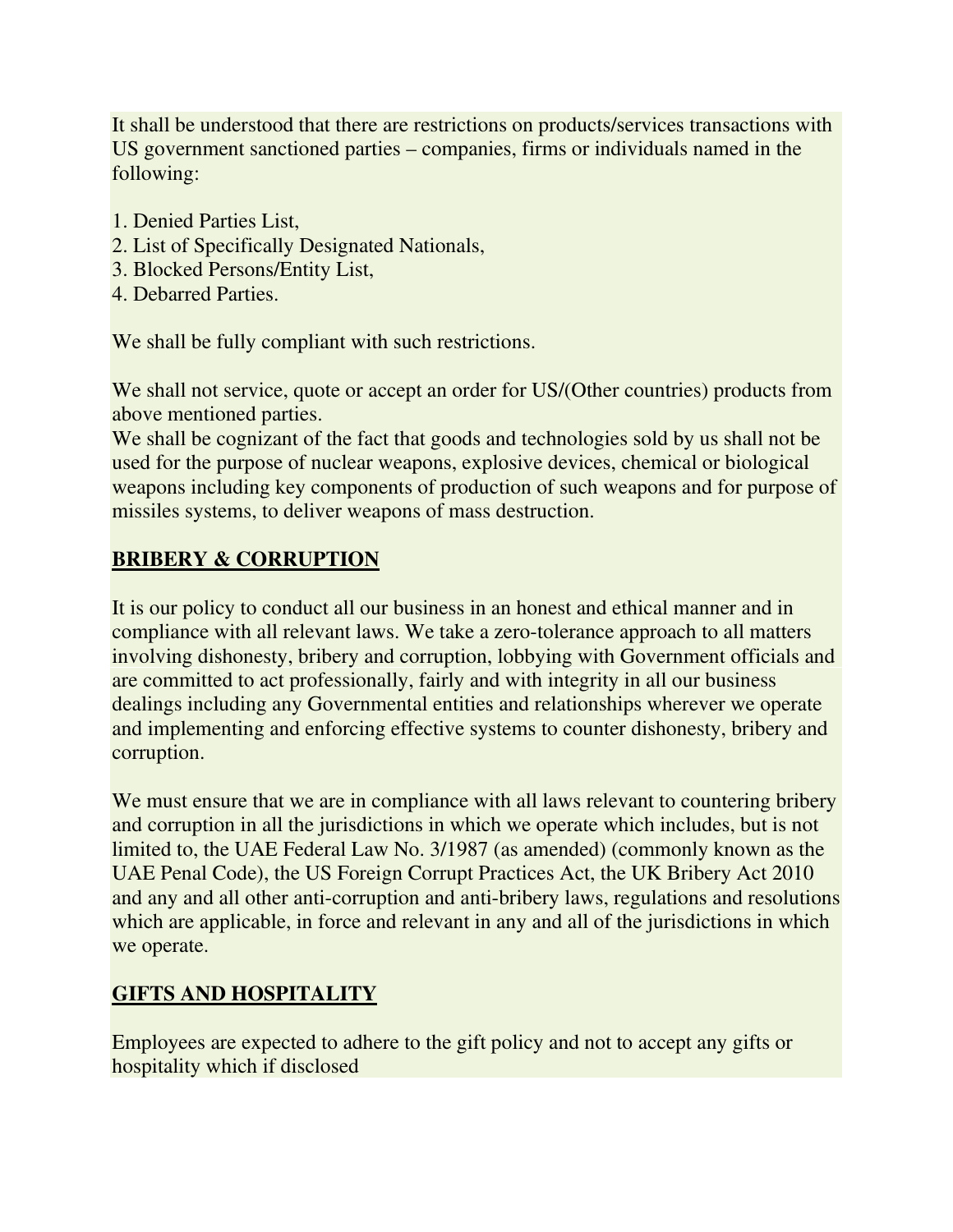It shall be understood that there are restrictions on products/services transactions with US government sanctioned parties – companies, firms or individuals named in the following:

1. Denied Parties List,
2. List of Specifically Designated Nationals,
3. Blocked Persons/Entity List,
4. Debarred Parties.

We shall be fully compliant with such restrictions.

We shall not service, quote or accept an order for US/(Other countries) products from above mentioned parties.
We shall be cognizant of the fact that goods and technologies sold by us shall not be used for the purpose of nuclear weapons, explosive devices, chemical or biological weapons including key components of production of such weapons and for purpose of missiles systems, to deliver weapons of mass destruction.

## BRIBERY & CORRUPTION

It is our policy to conduct all our business in an honest and ethical manner and in compliance with all relevant laws. We take a zero-tolerance approach to all matters involving dishonesty, bribery and corruption, lobbying with Government officials and are committed to act professionally, fairly and with integrity in all our business dealings including any Governmental entities and relationships wherever we operate and implementing and enforcing effective systems to counter dishonesty, bribery and corruption.

We must ensure that we are in compliance with all laws relevant to countering bribery and corruption in all the jurisdictions in which we operate which includes, but is not limited to, the UAE Federal Law No. 3/1987 (as amended) (commonly known as the UAE Penal Code), the US Foreign Corrupt Practices Act, the UK Bribery Act 2010 and any and all other anti-corruption and anti-bribery laws, regulations and resolutions which are applicable, in force and relevant in any and all of the jurisdictions in which we operate.

## GIFTS AND HOSPITALITY

Employees are expected to adhere to the gift policy and not to accept any gifts or hospitality which if disclosed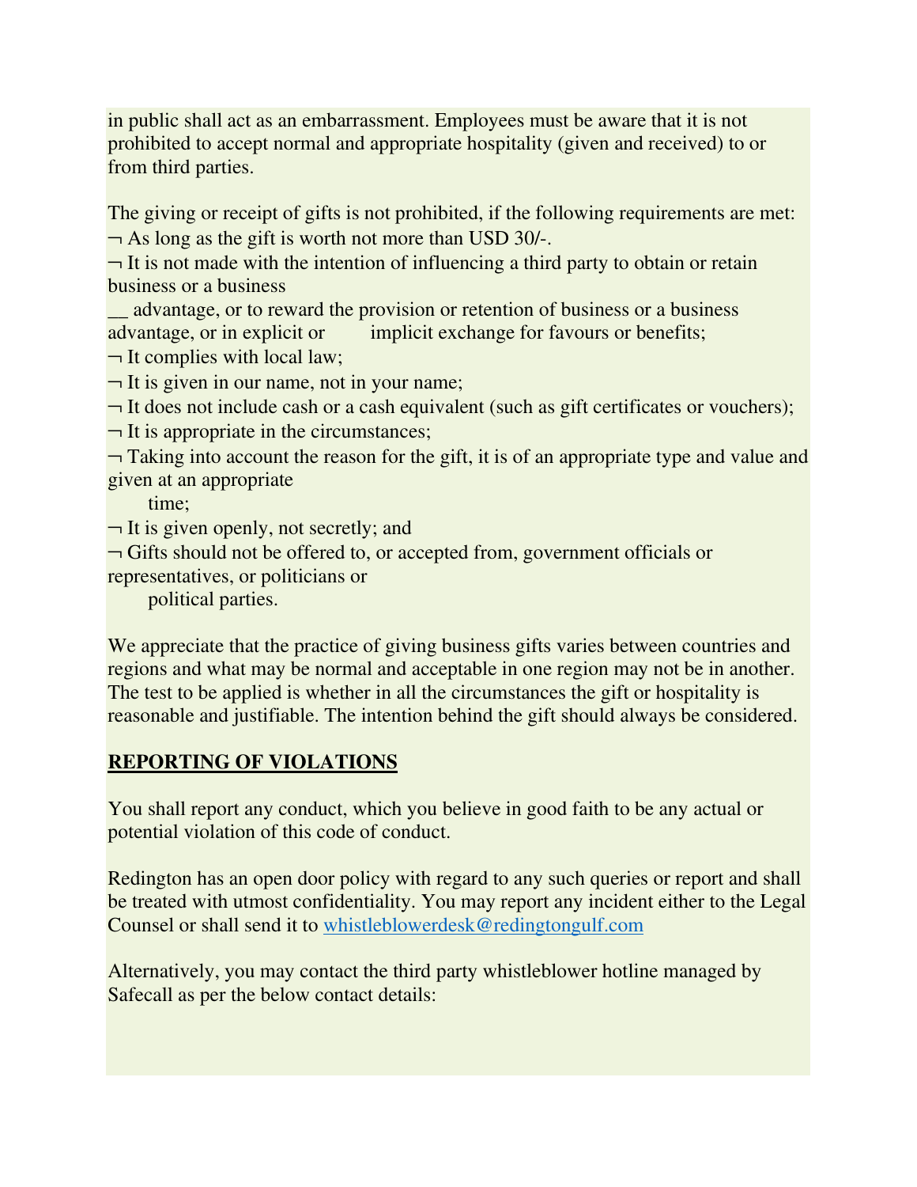in public shall act as an embarrassment. Employees must be aware that it is not prohibited to accept normal and appropriate hospitality (given and received) to or from third parties.

The giving or receipt of gifts is not prohibited, if the following requirements are met:

- As long as the gift is worth not more than USD 30/-.
- It is not made with the intention of influencing a third party to obtain or retain business or a business advantage, or to reward the provision or retention of business or a business advantage, or in explicit or implicit exchange for favours or benefits;
- It complies with local law;
- It is given in our name, not in your name;
- It does not include cash or a cash equivalent (such as gift certificates or vouchers);
- It is appropriate in the circumstances;
- Taking into account the reason for the gift, it is of an appropriate type and value and given at an appropriate time;
- It is given openly, not secretly; and
- Gifts should not be offered to, or accepted from, government officials or representatives, or politicians or political parties.

We appreciate that the practice of giving business gifts varies between countries and regions and what may be normal and acceptable in one region may not be in another. The test to be applied is whether in all the circumstances the gift or hospitality is reasonable and justifiable. The intention behind the gift should always be considered.

## REPORTING OF VIOLATIONS

You shall report any conduct, which you believe in good faith to be any actual or potential violation of this code of conduct.

Redington has an open door policy with regard to any such queries or report and shall be treated with utmost confidentiality. You may report any incident either to the Legal Counsel or shall send it to whistleblowerdesk@redingtongulf.com

Alternatively, you may contact the third party whistleblower hotline managed by Safecall as per the below contact details: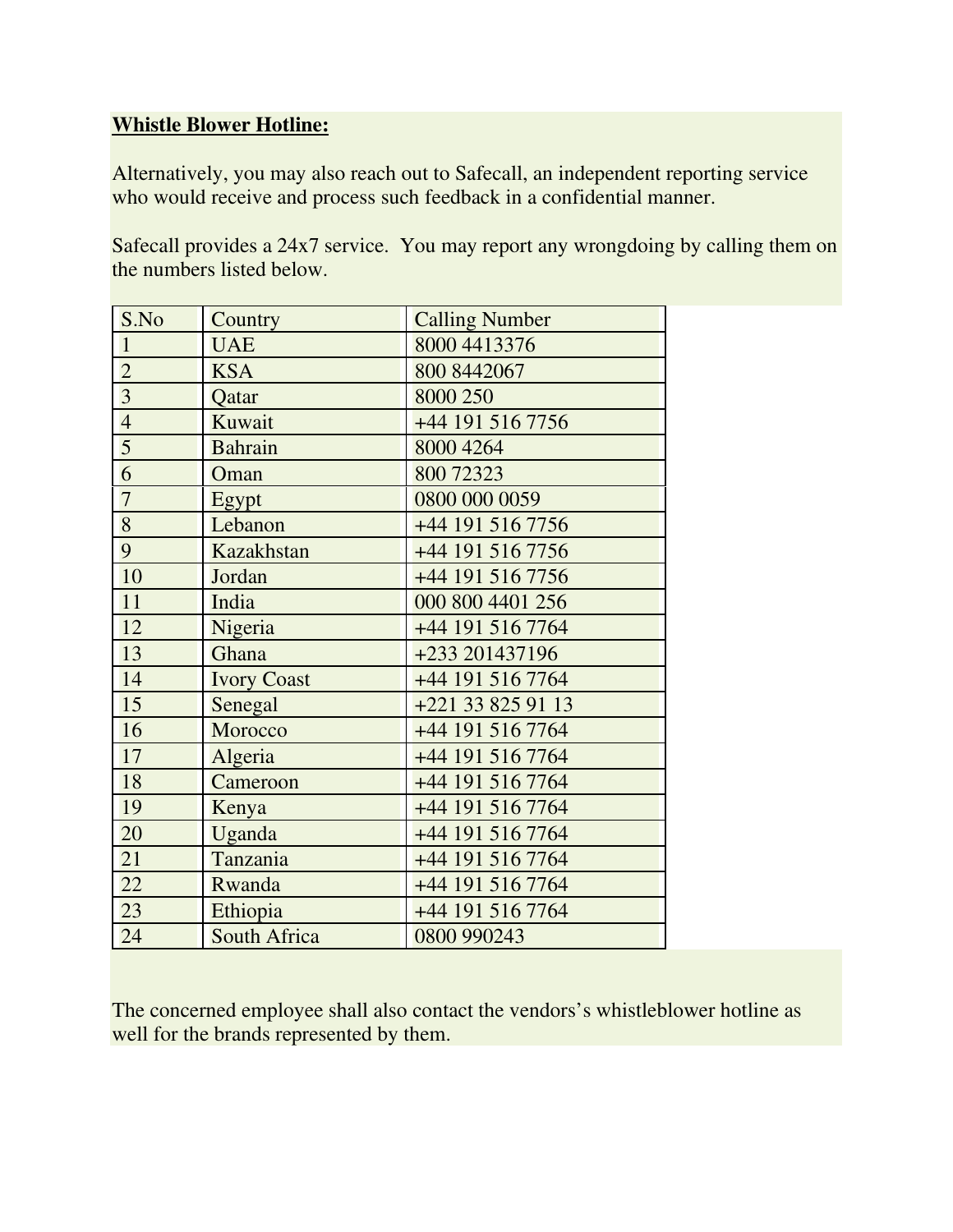**Whistle Blower Hotline:**

Alternatively, you may also reach out to Safecall, an independent reporting service who would receive and process such feedback in a confidential manner.

Safecall provides a 24x7 service. You may report any wrongdoing by calling them on the numbers listed below.

| S.No | Country | Calling Number |
|---|---|---|
| 1 | UAE | 8000 4413376 |
| 2 | KSA | 800 8442067 |
| 3 | Qatar | 8000 250 |
| 4 | Kuwait | +44 191 516 7756 |
| 5 | Bahrain | 8000 4264 |
| 6 | Oman | 800 72323 |
| 7 | Egypt | 0800 000 0059 |
| 8 | Lebanon | +44 191 516 7756 |
| 9 | Kazakhstan | +44 191 516 7756 |
| 10 | Jordan | +44 191 516 7756 |
| 11 | India | 000 800 4401 256 |
| 12 | Nigeria | +44 191 516 7764 |
| 13 | Ghana | +233 201437196 |
| 14 | Ivory Coast | +44 191 516 7764 |
| 15 | Senegal | +221 33 825 91 13 |
| 16 | Morocco | +44 191 516 7764 |
| 17 | Algeria | +44 191 516 7764 |
| 18 | Cameroon | +44 191 516 7764 |
| 19 | Kenya | +44 191 516 7764 |
| 20 | Uganda | +44 191 516 7764 |
| 21 | Tanzania | +44 191 516 7764 |
| 22 | Rwanda | +44 191 516 7764 |
| 23 | Ethiopia | +44 191 516 7764 |
| 24 | South Africa | 0800 990243 |

The concerned employee shall also contact the vendors's whistleblower hotline as well for the brands represented by them.